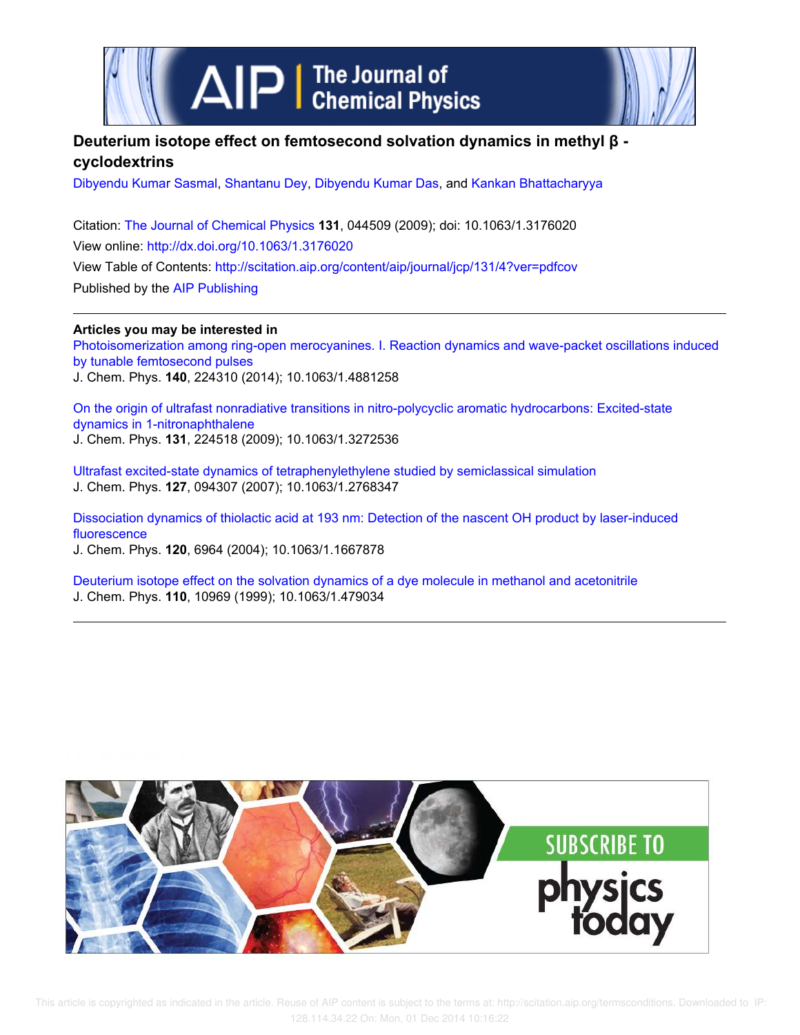# Deuterium isotope effect on femtosecond solvation dynamics in methyl β - cyclodextrins

Dibyendu Kumar Sasmal, Shantanu Dey, Dibyendu Kumar Das, and Kankan Bhattacharyya

Citation: The Journal of Chemical Physics **131**, 044509 (2009); doi: 10.1063/1.3176020

View online: http://dx.doi.org/10.1063/1.3176020

View Table of Contents: http://scitation.aip.org/content/aip/journal/jcp/131/4?ver=pdfcov

Published by the AIP Publishing

**Articles you may be interested in**

Photoisomerization among ring-open merocyanines. I. Reaction dynamics and wave-packet oscillations induced by tunable femtosecond pulses
J. Chem. Phys. **140**, 224310 (2014); 10.1063/1.4881258

On the origin of ultrafast nonradiative transitions in nitro-polycyclic aromatic hydrocarbons: Excited-state dynamics in 1-nitronaphthalene
J. Chem. Phys. **131**, 224518 (2009); 10.1063/1.3272536

Ultrafast excited-state dynamics of tetraphenylethylene studied by semiclassical simulation
J. Chem. Phys. **127**, 094307 (2007); 10.1063/1.2768347

Dissociation dynamics of thiolactic acid at 193 nm: Detection of the nascent OH product by laser-induced fluorescence
J. Chem. Phys. **120**, 6964 (2004); 10.1063/1.1667878

Deuterium isotope effect on the solvation dynamics of a dye molecule in methanol and acetonitrile
J. Chem. Phys. **110**, 10969 (1999); 10.1063/1.479034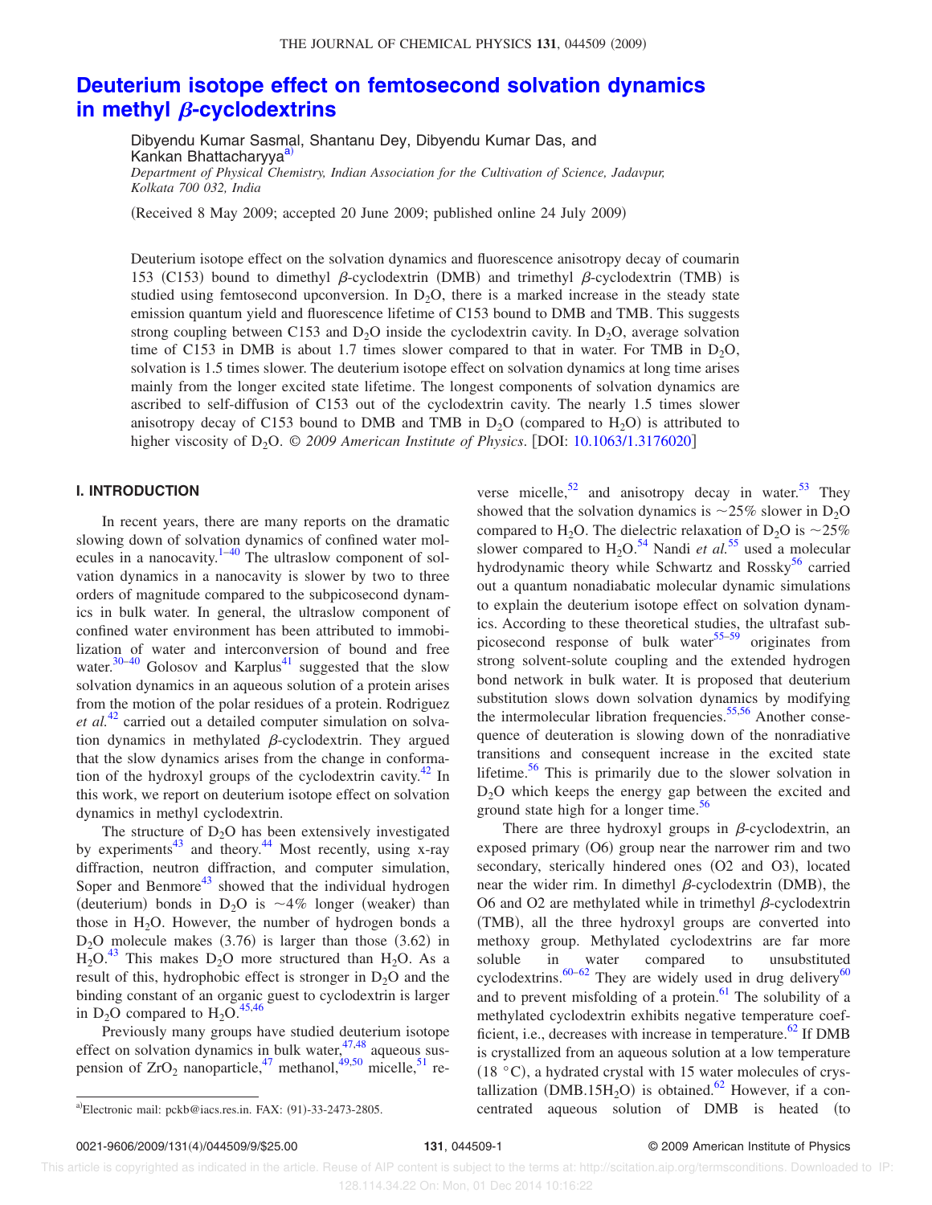# Deuterium isotope effect on femtosecond solvation dynamics in methyl $\beta$-cyclodextrins

Dibyendu Kumar Sasmal, Shantanu Dey, Dibyendu Kumar Das, and Kankan Bhattacharyya[a]

*Department of Physical Chemistry, Indian Association for the Cultivation of Science, Jadavpur, Kolkata 700 032, India*

(Received 8 May 2009; accepted 20 June 2009; published online 24 July 2009)

Deuterium isotope effect on the solvation dynamics and fluorescence anisotropy decay of coumarin 153 (C153) bound to dimethyl $\beta$-cyclodextrin (DMB) and trimethyl $\beta$-cyclodextrin (TMB) is studied using femtosecond upconversion. In $D_2O$, there is a marked increase in the steady state emission quantum yield and fluorescence lifetime of C153 bound to DMB and TMB. This suggests strong coupling between C153 and $D_2O$ inside the cyclodextrin cavity. In $D_2O$, average solvation time of C153 in DMB is about 1.7 times slower compared to that in water. For TMB in $D_2O$, solvation is 1.5 times slower. The deuterium isotope effect on solvation dynamics at long time arises mainly from the longer excited state lifetime. The longest components of solvation dynamics are ascribed to self-diffusion of C153 out of the cyclodextrin cavity. The nearly 1.5 times slower anisotropy decay of C153 bound to DMB and TMB in $D_2O$ (compared to $H_2O$) is attributed to higher viscosity of $D_2O$. *© 2009 American Institute of Physics*. [DOI: 10.1063/1.3176020]

## I. INTRODUCTION

In recent years, there are many reports on the dramatic slowing down of solvation dynamics of confined water molecules in a nanocavity.[1–40] The ultraslow component of solvation dynamics in a nanocavity is slower by two to three orders of magnitude compared to the subpicosecond dynamics in bulk water. In general, the ultraslow component of confined water environment has been attributed to immobilization of water and interconversion of bound and free water.[30–40] Golosov and Karplus[41] suggested that the slow solvation dynamics in an aqueous solution of a protein arises from the motion of the polar residues of a protein. Rodriguez *et al.*[42] carried out a detailed computer simulation on solvation dynamics in methylated $\beta$-cyclodextrin. They argued that the slow dynamics arises from the change in conformation of the hydroxyl groups of the cyclodextrin cavity.[42] In this work, we report on deuterium isotope effect on solvation dynamics in methyl cyclodextrin.

The structure of $D_2O$ has been extensively investigated by experiments[43] and theory.[44] Most recently, using x-ray diffraction, neutron diffraction, and computer simulation, Soper and Benmore[43] showed that the individual hydrogen (deuterium) bonds in $D_2O$ is $\sim$4% longer (weaker) than those in $H_2O$. However, the number of hydrogen bonds a $D_2O$ molecule makes (3.76) is larger than those (3.62) in $H_2O$.[43] This makes $D_2O$ more structured than $H_2O$. As a result of this, hydrophobic effect is stronger in $D_2O$ and the binding constant of an organic guest to cyclodextrin is larger in $D_2O$ compared to $H_2O$.[45,46]

Previously many groups have studied deuterium isotope effect on solvation dynamics in bulk water,[47,48] aqueous suspension of $ZrO_2$ nanoparticle,[47] methanol,[49,50] micelle,[51] reverse micelle,[52] and anisotropy decay in water.[53] They showed that the solvation dynamics is $\sim$25% slower in $D_2O$ compared to $H_2O$. The dielectric relaxation of $D_2O$ is $\sim$25% slower compared to $H_2O$.[54] Nandi *et al.*[55] used a molecular hydrodynamic theory while Schwartz and Rossky[56] carried out a quantum nonadiabatic molecular dynamic simulations to explain the deuterium isotope effect on solvation dynamics. According to these theoretical studies, the ultrafast subpicosecond response of bulk water[55–59] originates from strong solvent-solute coupling and the extended hydrogen bond network in bulk water. It is proposed that deuterium substitution slows down solvation dynamics by modifying the intermolecular libration frequencies.[55,56] Another consequence of deuteration is slowing down of the nonradiative transitions and consequent increase in the excited state lifetime.[56] This is primarily due to the slower solvation in $D_2O$ which keeps the energy gap between the excited and ground state high for a longer time.[56]

There are three hydroxyl groups in $\beta$-cyclodextrin, an exposed primary (O6) group near the narrower rim and two secondary, sterically hindered ones (O2 and O3), located near the wider rim. In dimethyl $\beta$-cyclodextrin (DMB), the O6 and O2 are methylated while in trimethyl $\beta$-cyclodextrin (TMB), all the three hydroxyl groups are converted into methoxy group. Methylated cyclodextrins are far more soluble in water compared to unsubstituted cyclodextrins.[60–62] They are widely used in drug delivery[60] and to prevent misfolding of a protein.[61] The solubility of a methylated cyclodextrin exhibits negative temperature coefficient, i.e., decreases with increase in temperature.[62] If DMB is crystallized from an aqueous solution at a low temperature (18 °C), a hydrated crystal with 15 water molecules of crystallization (DMB.15$H_2O$) is obtained.[62] However, if a concentrated aqueous solution of DMB is heated (to

[a]Electronic mail: pckb@iacs.res.in. FAX: (91)-33-2473-2805.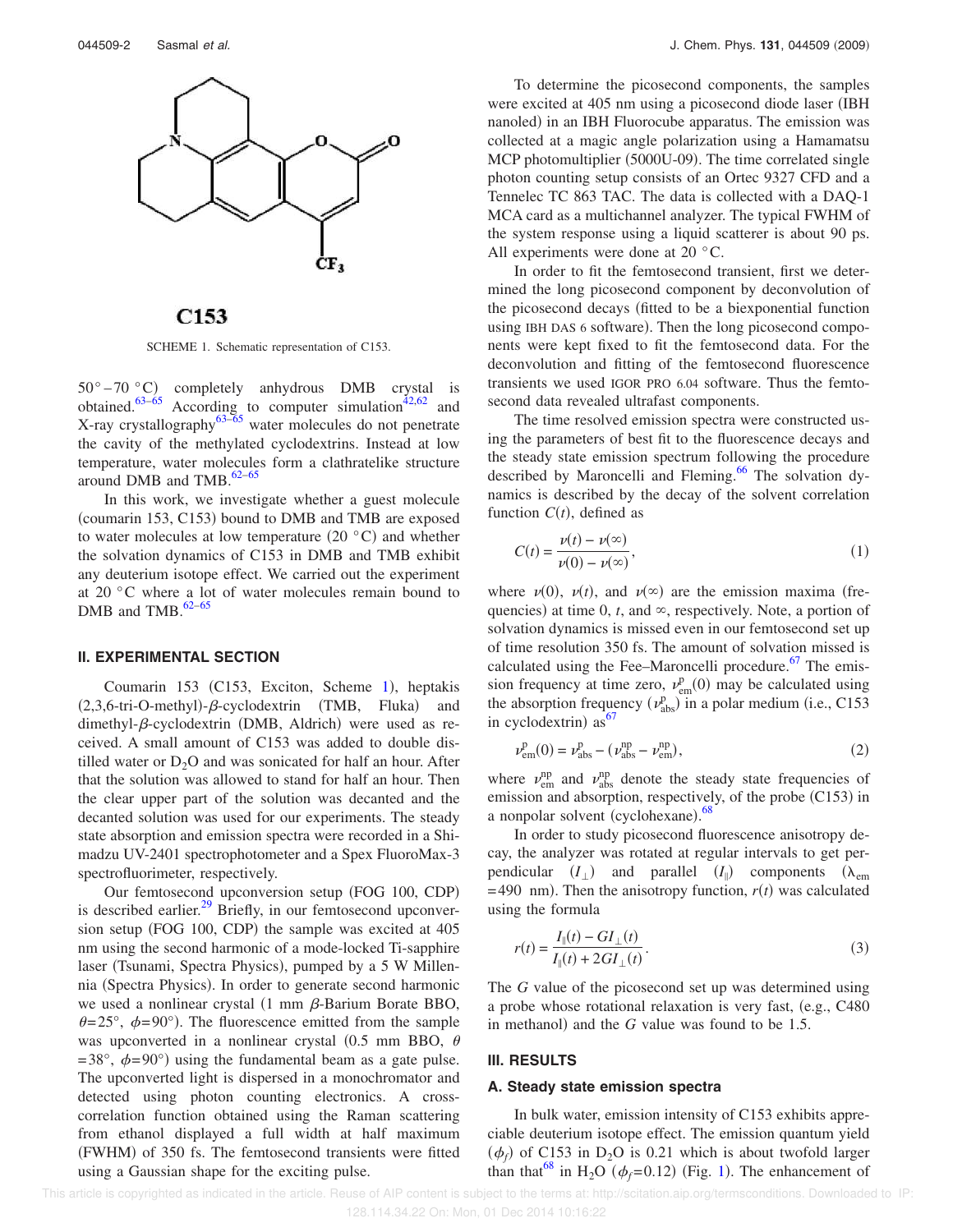SCHEME 1. Schematic representation of C153.

50°–70 °C) completely anhydrous DMB crystal is obtained.[63–65] According to computer simulation[42,62] and X-ray crystallography[63–65] water molecules do not penetrate the cavity of the methylated cyclodextrins. Instead at low temperature, water molecules form a clathratelike structure around DMB and TMB.[62–65]

In this work, we investigate whether a guest molecule (coumarin 153, C153) bound to DMB and TMB are exposed to water molecules at low temperature (20 °C) and whether the solvation dynamics of C153 in DMB and TMB exhibit any deuterium isotope effect. We carried out the experiment at 20 °C where a lot of water molecules remain bound to DMB and TMB.[62–65]

## II. EXPERIMENTAL SECTION

Coumarin 153 (C153, Exciton, Scheme 1), heptakis (2,3,6-tri-O-methyl)-$\beta$-cyclodextrin (TMB, Fluka) and dimethyl-$\beta$-cyclodextrin (DMB, Aldrich) were used as received. A small amount of C153 was added to double distilled water or $D_2O$ and was sonicated for half an hour. After that the solution was allowed to stand for half an hour. Then the clear upper part of the solution was decanted and the decanted solution was used for our experiments. The steady state absorption and emission spectra were recorded in a Shimadzu UV-2401 spectrophotometer and a Spex FluoroMax-3 spectrofluorimeter, respectively.

Our femtosecond upconversion setup (FOG 100, CDP) is described earlier.[29] Briefly, in our femtosecond upconversion setup (FOG 100, CDP) the sample was excited at 405 nm using the second harmonic of a mode-locked Ti-sapphire laser (Tsunami, Spectra Physics), pumped by a 5 W Millennia (Spectra Physics). In order to generate second harmonic we used a nonlinear crystal (1 mm $\beta$-Barium Borate BBO, $\theta$=25°, $\phi$=90°). The fluorescence emitted from the sample was upconverted in a nonlinear crystal (0.5 mm BBO, $\theta$ =38°, $\phi$=90°) using the fundamental beam as a gate pulse. The upconverted light is dispersed in a monochromator and detected using photon counting electronics. A cross-correlation function obtained using the Raman scattering from ethanol displayed a full width at half maximum (FWHM) of 350 fs. The femtosecond transients were fitted using a Gaussian shape for the exciting pulse.

To determine the picosecond components, the samples were excited at 405 nm using a picosecond diode laser (IBH nanoled) in an IBH Fluorocube apparatus. The emission was collected at a magic angle polarization using a Hamamatsu MCP photomultiplier (5000U-09). The time correlated single photon counting setup consists of an Ortec 9327 CFD and a Tennelec TC 863 TAC. The data is collected with a DAQ-1 MCA card as a multichannel analyzer. The typical FWHM of the system response using a liquid scatterer is about 90 ps. All experiments were done at 20 °C.

In order to fit the femtosecond transient, first we determined the long picosecond component by deconvolution of the picosecond decays (fitted to be a biexponential function using IBH DAS 6 software). Then the long picosecond components were kept fixed to fit the femtosecond data. For the deconvolution and fitting of the femtosecond fluorescence transients we used IGOR PRO 6.04 software. Thus the femtosecond data revealed ultrafast components.

The time resolved emission spectra were constructed using the parameters of best fit to the fluorescence decays and the steady state emission spectrum following the procedure described by Maroncelli and Fleming.[66] The solvation dynamics is described by the decay of the solvent correlation function $C(t)$, defined as

$$C(t) = \frac{\nu(t) - \nu(\infty)}{\nu(0) - \nu(\infty)}, \tag{1}$$

where $\nu(0)$, $\nu(t)$, and $\nu(\infty)$ are the emission maxima (frequencies) at time 0, $t$, and $\infty$, respectively. Note, a portion of solvation dynamics is missed even in our femtosecond set up of time resolution 350 fs. The amount of solvation missed is calculated using the Fee–Maroncelli procedure.[67] The emission frequency at time zero, $\nu^{\text{p}}_{\text{em}}(0)$ may be calculated using the absorption frequency ($\nu^{\text{p}}_{\text{abs}}$) in a polar medium (i.e., C153 in cyclodextrin) as[67]

$$\nu^{\text{p}}_{\text{em}}(0) = \nu^{\text{p}}_{\text{abs}} - (\nu^{\text{np}}_{\text{abs}} - \nu^{\text{np}}_{\text{em}}), \tag{2}$$

where $\nu^{\text{np}}_{\text{em}}$ and $\nu^{\text{np}}_{\text{abs}}$ denote the steady state frequencies of emission and absorption, respectively, of the probe (C153) in a nonpolar solvent (cyclohexane).[68]

In order to study picosecond fluorescence anisotropy decay, the analyzer was rotated at regular intervals to get perpendicular ($I_{\perp}$) and parallel ($I_{\parallel}$) components ($\lambda_{\text{em}}$ =490 nm). Then the anisotropy function, $r(t)$ was calculated using the formula

$$r(t) = \frac{I_{\parallel}(t) - GI_{\perp}(t)}{I_{\parallel}(t) + 2GI_{\perp}(t)}. \tag{3}$$

The $G$ value of the picosecond set up was determined using a probe whose rotational relaxation is very fast, (e.g., C480 in methanol) and the $G$ value was found to be 1.5.

## III. RESULTS

### A. Steady state emission spectra

In bulk water, emission intensity of C153 exhibits appreciable deuterium isotope effect. The emission quantum yield ($\phi_f$) of C153 in $D_2O$ is 0.21 which is about twofold larger than that[68] in $H_2O$ ($\phi_f$=0.12) (Fig. 1). The enhancement of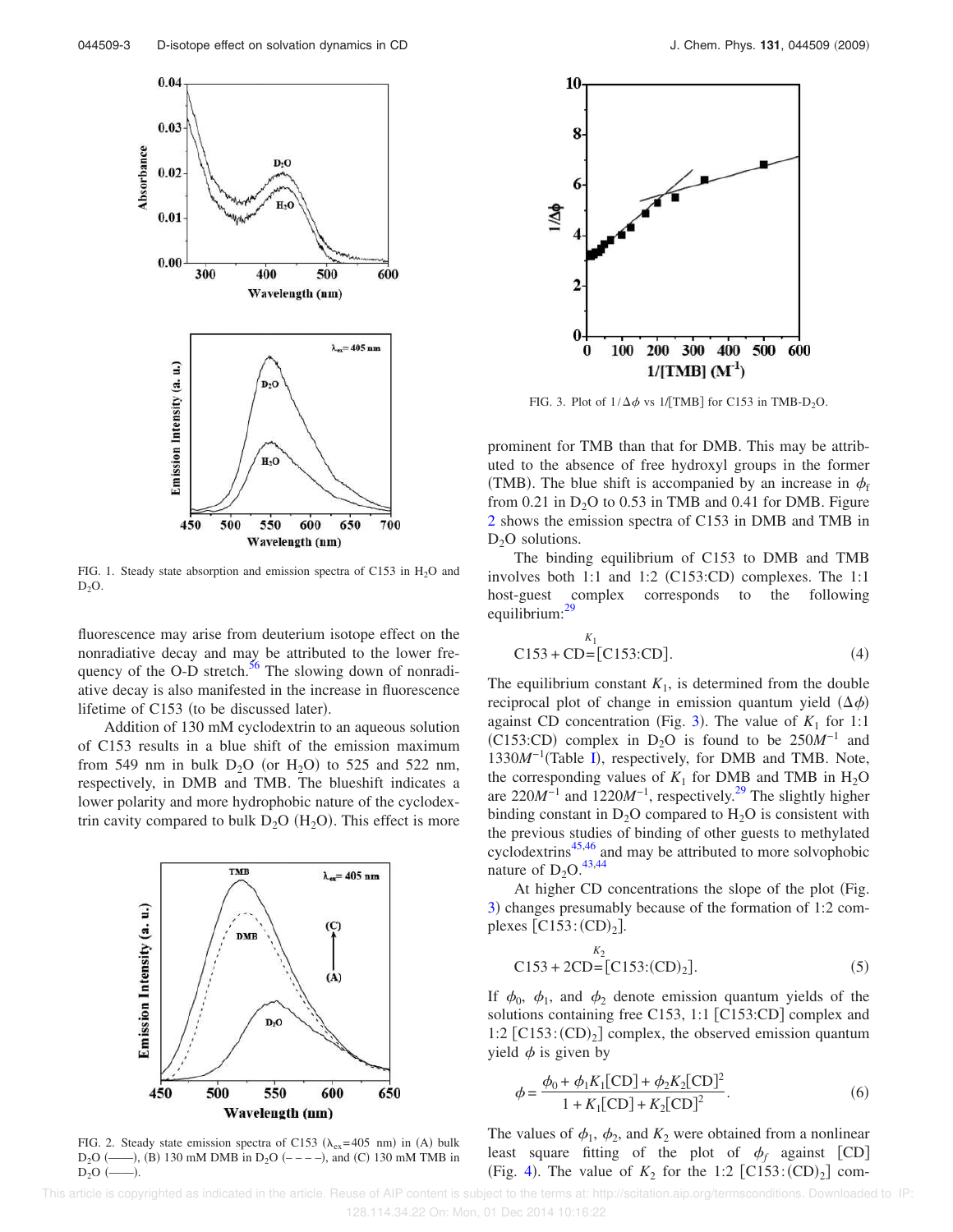FIG. 1. Steady state absorption and emission spectra of C153 in $H_2O$ and $D_2O$.

fluorescence may arise from deuterium isotope effect on the nonradiative decay and may be attributed to the lower frequency of the O-D stretch.[56] The slowing down of nonradiative decay is also manifested in the increase in fluorescence lifetime of C153 (to be discussed later).

Addition of 130 mM cyclodextrin to an aqueous solution of C153 results in a blue shift of the emission maximum from 549 nm in bulk $D_2O$ (or $H_2O$) to 525 and 522 nm, respectively, in DMB and TMB. The blueshift indicates a lower polarity and more hydrophobic nature of the cyclodextrin cavity compared to bulk $D_2O$ ($H_2O$). This effect is more prominent for TMB than that for DMB. This may be attributed to the absence of free hydroxyl groups in the former (TMB). The blue shift is accompanied by an increase in $\phi_f$ from 0.21 in $D_2O$ to 0.53 in TMB and 0.41 for DMB. Figure 2 shows the emission spectra of C153 in DMB and TMB in $D_2O$ solutions.

FIG. 2. Steady state emission spectra of C153 ($\lambda_{ex}$=405 nm) in (A) bulk $D_2O$ (——), (B) 130 mM DMB in $D_2O$ (– – – –), and (C) 130 mM TMB in $D_2O$ (——).

FIG. 3. Plot of $1/\Delta\phi$ vs $1/[\text{TMB}]$ for C153 in TMB-$D_2O$.

The binding equilibrium of C153 to DMB and TMB involves both 1:1 and 1:2 (C153:CD) complexes. The 1:1 host-guest complex corresponds to the following equilibrium:[29]

$$\text{C153} + \text{CD} \overset{K_1}{=} [\text{C153:CD}]. \tag{4}$$

The equilibrium constant $K_1$, is determined from the double reciprocal plot of change in emission quantum yield ($\Delta\phi$) against CD concentration (Fig. 3). The value of $K_1$ for 1:1 (C153:CD) complex in $D_2O$ is found to be $250M^{-1}$ and $1330M^{-1}$(Table I), respectively, for DMB and TMB. Note, the corresponding values of $K_1$ for DMB and TMB in $H_2O$ are $220M^{-1}$ and $1220M^{-1}$, respectively.[29] The slightly higher binding constant in $D_2O$ compared to $H_2O$ is consistent with the previous studies of binding of other guests to methylated cyclodextrins[45,46] and may be attributed to more solvophobic nature of $D_2O$.[43,44]

At higher CD concentrations the slope of the plot (Fig. 3) changes presumably because of the formation of 1:2 complexes $[\text{C153:(CD)}_2]$.

$$\text{C153} + 2\text{CD} \overset{K_2}{=} [\text{C153:(CD)}_2]. \tag{5}$$

If $\phi_0$, $\phi_1$, and $\phi_2$ denote emission quantum yields of the solutions containing free C153, 1:1 [C153:CD] complex and 1:2 $[\text{C153:(CD)}_2]$ complex, the observed emission quantum yield $\phi$ is given by

$$\phi = \frac{\phi_0 + \phi_1 K_1[\text{CD}] + \phi_2 K_2[\text{CD}]^2}{1 + K_1[\text{CD}] + K_2[\text{CD}]^2}. \tag{6}$$

The values of $\phi_1$, $\phi_2$, and $K_2$ were obtained from a nonlinear least square fitting of the plot of $\phi_f$ against [CD] (Fig. 4). The value of $K_2$ for the 1:2 $[\text{C153:(CD)}_2]$ com-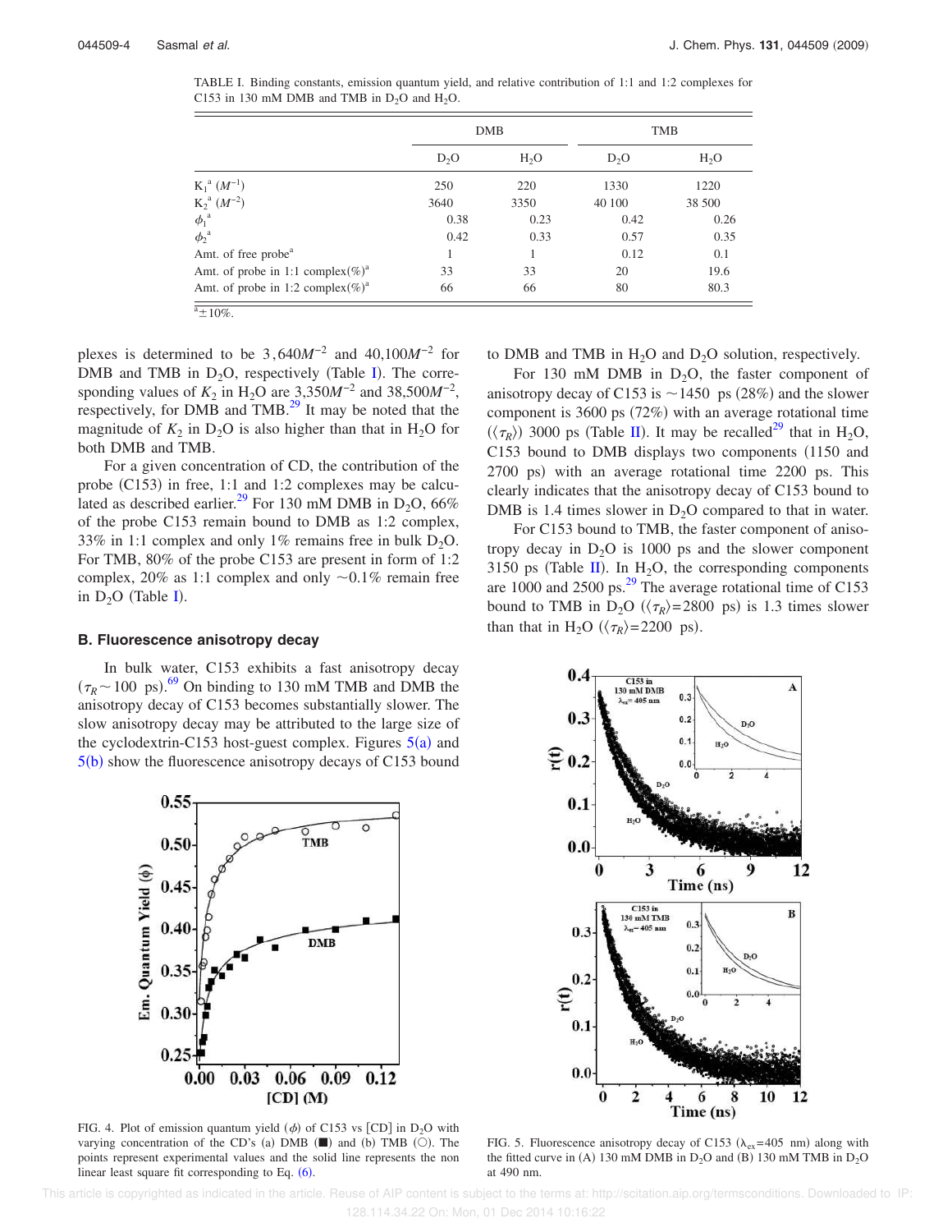TABLE I. Binding constants, emission quantum yield, and relative contribution of 1:1 and 1:2 complexes for C153 in 130 mM DMB and TMB in $D_2O$ and $H_2O$.

| | DMB | | TMB | |
|---|---|---|---|---|
| | $D_2O$ | $H_2O$ | $D_2O$ | $H_2O$ |
| $K_1$[a] ($M^{-1}$) | 250 | 220 | 1330 | 1220 |
| $K_2$[a] ($M^{-2}$) | 3640 | 3350 | 40 100 | 38 500 |
| $\phi_1$[a] | 0.38 | 0.23 | 0.42 | 0.26 |
| $\phi_2$[a] | 0.42 | 0.33 | 0.57 | 0.35 |
| Amt. of free probe[a] | 1 | 1 | 0.12 | 0.1 |
| Amt. of probe in 1:1 complex(%)[a] | 33 | 33 | 20 | 19.6 |
| Amt. of probe in 1:2 complex(%)[a] | 66 | 66 | 80 | 80.3 |

[a]±10%.

plexes is determined to be $3{,}640M^{-2}$ and $40{,}100M^{-2}$ for DMB and TMB in $D_2O$, respectively (Table I). The corresponding values of $K_2$ in $H_2O$ are $3{,}350M^{-2}$ and $38{,}500M^{-2}$, respectively, for DMB and TMB.[29] It may be noted that the magnitude of $K_2$ in $D_2O$ is also higher than that in $H_2O$ for both DMB and TMB.

For a given concentration of CD, the contribution of the probe (C153) in free, 1:1 and 1:2 complexes may be calculated as described earlier.[29] For 130 mM DMB in $D_2O$, 66% of the probe C153 remain bound to DMB as 1:2 complex, 33% in 1:1 complex and only 1% remains free in bulk $D_2O$. For TMB, 80% of the probe C153 are present in form of 1:2 complex, 20% as 1:1 complex and only ~0.1% remain free in $D_2O$ (Table I).

### B. Fluorescence anisotropy decay

In bulk water, C153 exhibits a fast anisotropy decay ($\tau_R \sim 100$ ps).[69] On binding to 130 mM TMB and DMB the anisotropy decay of C153 becomes substantially slower. The slow anisotropy decay may be attributed to the large size of the cyclodextrin-C153 host-guest complex. Figures 5(a) and 5(b) show the fluorescence anisotropy decays of C153 bound to DMB and TMB in $H_2O$ and $D_2O$ solution, respectively.

For 130 mM DMB in $D_2O$, the faster component of anisotropy decay of C153 is ~1450 ps (28%) and the slower component is 3600 ps (72%) with an average rotational time ($\langle\tau_R\rangle$) 3000 ps (Table II). It may be recalled[29] that in $H_2O$, C153 bound to DMB displays two components (1150 and 2700 ps) with an average rotational time 2200 ps. This clearly indicates that the anisotropy decay of C153 bound to DMB is 1.4 times slower in $D_2O$ compared to that in water.

For C153 bound to TMB, the faster component of anisotropy decay in $D_2O$ is 1000 ps and the slower component 3150 ps (Table II). In $H_2O$, the corresponding components are 1000 and 2500 ps.[29] The average rotational time of C153 bound to TMB in $D_2O$ ($\langle\tau_R\rangle$=2800 ps) is 1.3 times slower than that in $H_2O$ ($\langle\tau_R\rangle$=2200 ps).

FIG. 4. Plot of emission quantum yield ($\phi$) of C153 vs [CD] in $D_2O$ with varying concentration of the CD's (a) DMB (■) and (b) TMB (○). The points represent experimental values and the solid line represents the non linear least square fit corresponding to Eq. (6).

FIG. 5. Fluorescence anisotropy decay of C153 ($\lambda_{ex}$=405 nm) along with the fitted curve in (A) 130 mM DMB in $D_2O$ and (B) 130 mM TMB in $D_2O$ at 490 nm.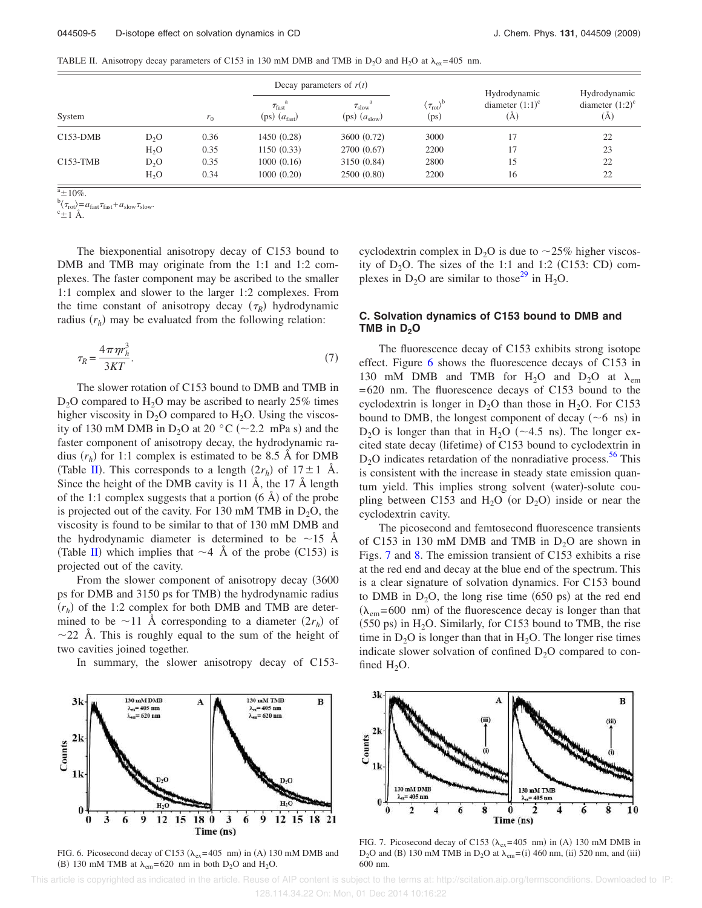TABLE II. Anisotropy decay parameters of C153 in 130 mM DMB and TMB in $D_2O$ and $H_2O$ at $\lambda_{ex}$=405 nm.

| System | | $r_0$ | Decay parameters of $r(t)$ | | $\langle \tau_{rot} \rangle$[b] (ps) | Hydrodynamic diameter (1:1)[c] (Å) | Hydrodynamic diameter (1:2)[c] (Å) |
|---|---|---|---|---|---|---|---|
| | | | $\tau_{fast}$[a] (ps) ($a_{fast}$) | $\tau_{slow}$[a] (ps) ($a_{slow}$) | | | |
| C153-DMB | $D_2O$ | 0.36 | 1450 (0.28) | 3600 (0.72) | 3000 | 17 | 22 |
| | $H_2O$ | 0.35 | 1150 (0.33) | 2700 (0.67) | 2200 | 17 | 23 |
| C153-TMB | $D_2O$ | 0.35 | 1000 (0.16) | 3150 (0.84) | 2800 | 15 | 22 |
| | $H_2O$ | 0.34 | 1000 (0.20) | 2500 (0.80) | 2200 | 16 | 22 |

[a]±10%.
[b]$\langle \tau_{rot} \rangle = a_{fast}\tau_{fast} + a_{slow}\tau_{slow}$.
[c]±1 Å.

The biexponential anisotropy decay of C153 bound to DMB and TMB may originate from the 1:1 and 1:2 complexes. The faster component may be ascribed to the smaller 1:1 complex and slower to the larger 1:2 complexes. From the time constant of anisotropy decay ($\tau_R$) hydrodynamic radius ($r_h$) may be evaluated from the following relation:

$$\tau_R = \frac{4\pi\eta r_h^3}{3KT}. \tag{7}$$

The slower rotation of C153 bound to DMB and TMB in $D_2O$ compared to $H_2O$ may be ascribed to nearly 25% times higher viscosity in $D_2O$ compared to $H_2O$. Using the viscosity of 130 mM DMB in $D_2O$ at 20 °C (~2.2 mPa s) and the faster component of anisotropy decay, the hydrodynamic radius ($r_h$) for 1:1 complex is estimated to be 8.5 Å for DMB (Table II). This corresponds to a length ($2r_h$) of 17±1 Å. Since the height of the DMB cavity is 11 Å, the 17 Å length of the 1:1 complex suggests that a portion (6 Å) of the probe is projected out of the cavity. For 130 mM TMB in $D_2O$, the viscosity is found to be similar to that of 130 mM DMB and the hydrodynamic diameter is determined to be ~15 Å (Table II) which implies that ~4 Å of the probe (C153) is projected out of the cavity.

From the slower component of anisotropy decay (3600 ps for DMB and 3150 ps for TMB) the hydrodynamic radius ($r_h$) of the 1:2 complex for both DMB and TMB are determined to be ~11 Å corresponding to a diameter ($2r_h$) of ~22 Å. This is roughly equal to the sum of the height of two cavities joined together.

In summary, the slower anisotropy decay of C153-cyclodextrin complex in $D_2O$ is due to ~25% higher viscosity of $D_2O$. The sizes of the 1:1 and 1:2 (C153: CD) complexes in $D_2O$ are similar to those[29] in $H_2O$.

### C. Solvation dynamics of C153 bound to DMB and TMB in $D_2O$

The fluorescence decay of C153 exhibits strong isotope effect. Figure 6 shows the fluorescence decays of C153 in 130 mM DMB and TMB for $H_2O$ and $D_2O$ at $\lambda_{em}$ =620 nm. The fluorescence decays of C153 bound to the cyclodextrin is longer in $D_2O$ than those in $H_2O$. For C153 bound to DMB, the longest component of decay (~6 ns) in $D_2O$ is longer than that in $H_2O$ (~4.5 ns). The longer excited state decay (lifetime) of C153 bound to cyclodextrin in $D_2O$ indicates retardation of the nonradiative process.[56] This is consistent with the increase in steady state emission quantum yield. This implies strong solvent (water)-solute coupling between C153 and $H_2O$ (or $D_2O$) inside or near the cyclodextrin cavity.

The picosecond and femtosecond fluorescence transients of C153 in 130 mM DMB and TMB in $D_2O$ are shown in Figs. 7 and 8. The emission transient of C153 exhibits a rise at the red end and decay at the blue end of the spectrum. This is a clear signature of solvation dynamics. For C153 bound to DMB in $D_2O$, the long rise time (650 ps) at the red end ($\lambda_{em}$=600 nm) of the fluorescence decay is longer than that (550 ps) in $H_2O$. Similarly, for C153 bound to TMB, the rise time in $D_2O$ is longer than that in $H_2O$. The longer rise times indicate slower solvation of confined $D_2O$ compared to confined $H_2O$.

FIG. 6. Picosecond decay of C153 ($\lambda_{ex}$=405 nm) in (A) 130 mM DMB and (B) 130 mM TMB at $\lambda_{em}$=620 nm in both $D_2O$ and $H_2O$.

FIG. 7. Picosecond decay of C153 ($\lambda_{ex}$=405 nm) in (A) 130 mM DMB in $D_2O$ and (B) 130 mM TMB in $D_2O$ at $\lambda_{em}$=(i) 460 nm, (ii) 520 nm, and (iii) 600 nm.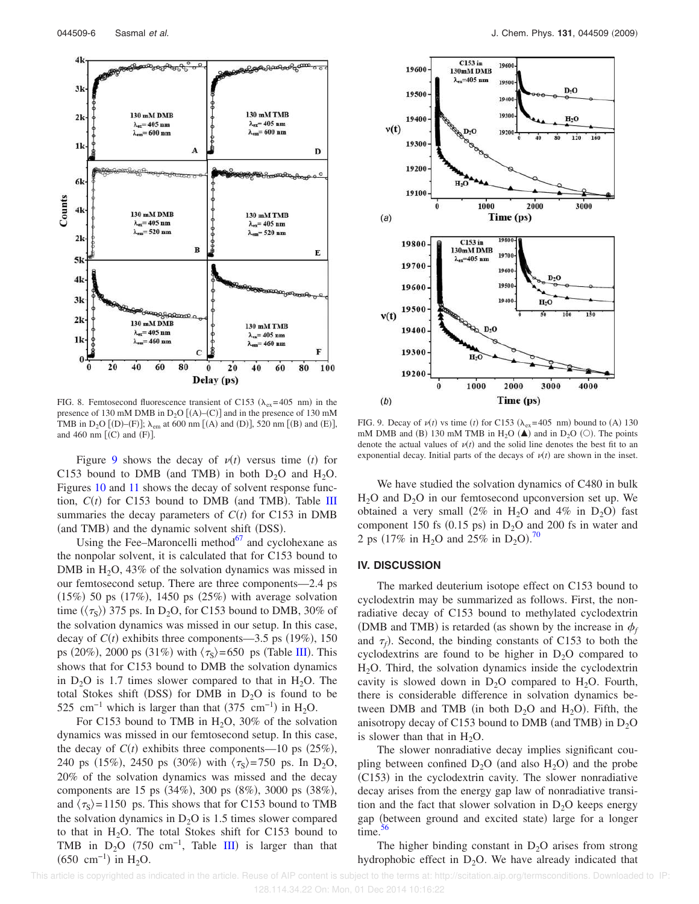FIG. 8. Femtosecond fluorescence transient of C153 ($\lambda_{ex}$=405 nm) in the presence of 130 mM DMB in $D_2O$ [(A)–(C)] and in the presence of 130 mM TMB in $D_2O$ [(D)–(F)]; $\lambda_{em}$ at 600 nm [(A) and (D)], 520 nm [(B) and (E)], and 460 nm [(C) and (F)].

FIG. 9. Decay of $\nu(t)$ vs time ($t$) for C153 ($\lambda_{ex}$=405 nm) bound to (A) 130 mM DMB and (B) 130 mM TMB in $H_2O$ (▲) and in $D_2O$ (○). The points denote the actual values of $\nu(t)$ and the solid line denotes the best fit to an exponential decay. Initial parts of the decays of $\nu(t)$ are shown in the inset.

Figure 9 shows the decay of $\nu(t)$ versus time ($t$) for C153 bound to DMB (and TMB) in both $D_2O$ and $H_2O$. Figures 10 and 11 shows the decay of solvent response function, $C(t)$ for C153 bound to DMB (and TMB). Table III summaries the decay parameters of $C(t)$ for C153 in DMB (and TMB) and the dynamic solvent shift (DSS).

Using the Fee–Maroncelli method[67] and cyclohexane as the nonpolar solvent, it is calculated that for C153 bound to DMB in $H_2O$, 43% of the solvation dynamics was missed in our femtosecond setup. There are three components—2.4 ps (15%) 50 ps (17%), 1450 ps (25%) with average solvation time ($\langle\tau_S\rangle$) 375 ps. In $D_2O$, for C153 bound to DMB, 30% of the solvation dynamics was missed in our setup. In this case, decay of $C(t)$ exhibits three components—3.5 ps (19%), 150 ps (20%), 2000 ps (31%) with $\langle\tau_S\rangle$=650 ps (Table III). This shows that for C153 bound to DMB the solvation dynamics in $D_2O$ is 1.7 times slower compared to that in $H_2O$. The total Stokes shift (DSS) for DMB in $D_2O$ is found to be 525 $cm^{-1}$ which is larger than that (375 $cm^{-1}$) in $H_2O$.

For C153 bound to TMB in $H_2O$, 30% of the solvation dynamics was missed in our femtosecond setup. In this case, the decay of $C(t)$ exhibits three components—10 ps (25%), 240 ps (15%), 2450 ps (30%) with $\langle\tau_S\rangle$=750 ps. In $D_2O$, 20% of the solvation dynamics was missed and the decay components are 15 ps (34%), 300 ps (8%), 3000 ps (38%), and $\langle\tau_S\rangle$=1150 ps. This shows that for C153 bound to TMB the solvation dynamics in $D_2O$ is 1.5 times slower compared to that in $H_2O$. The total Stokes shift for C153 bound to TMB in $D_2O$ (750 $cm^{-1}$, Table III) is larger than that (650 $cm^{-1}$) in $H_2O$.

We have studied the solvation dynamics of C480 in bulk $H_2O$ and $D_2O$ in our femtosecond upconversion set up. We obtained a very small (2% in $H_2O$ and 4% in $D_2O$) fast component 150 fs (0.15 ps) in $D_2O$ and 200 fs in water and 2 ps (17% in $H_2O$ and 25% in $D_2O$).[70]

## IV. DISCUSSION

The marked deuterium isotope effect on C153 bound to cyclodextrin may be summarized as follows. First, the nonradiative decay of C153 bound to methylated cyclodextrin (DMB and TMB) is retarded (as shown by the increase in $\phi_f$ and $\tau_f$). Second, the binding constants of C153 to both the cyclodextrins are found to be higher in $D_2O$ compared to $H_2O$. Third, the solvation dynamics inside the cyclodextrin cavity is slowed down in $D_2O$ compared to $H_2O$. Fourth, there is considerable difference in solvation dynamics between DMB and TMB (in both $D_2O$ and $H_2O$). Fifth, the anisotropy decay of C153 bound to DMB (and TMB) in $D_2O$ is slower than that in $H_2O$.

The slower nonradiative decay implies significant coupling between confined $D_2O$ (and also $H_2O$) and the probe (C153) in the cyclodextrin cavity. The slower nonradiative decay arises from the energy gap law of nonradiative transition and the fact that slower solvation in $D_2O$ keeps energy gap (between ground and excited state) large for a longer time.[56]

The higher binding constant in $D_2O$ arises from strong hydrophobic effect in $D_2O$. We have already indicated that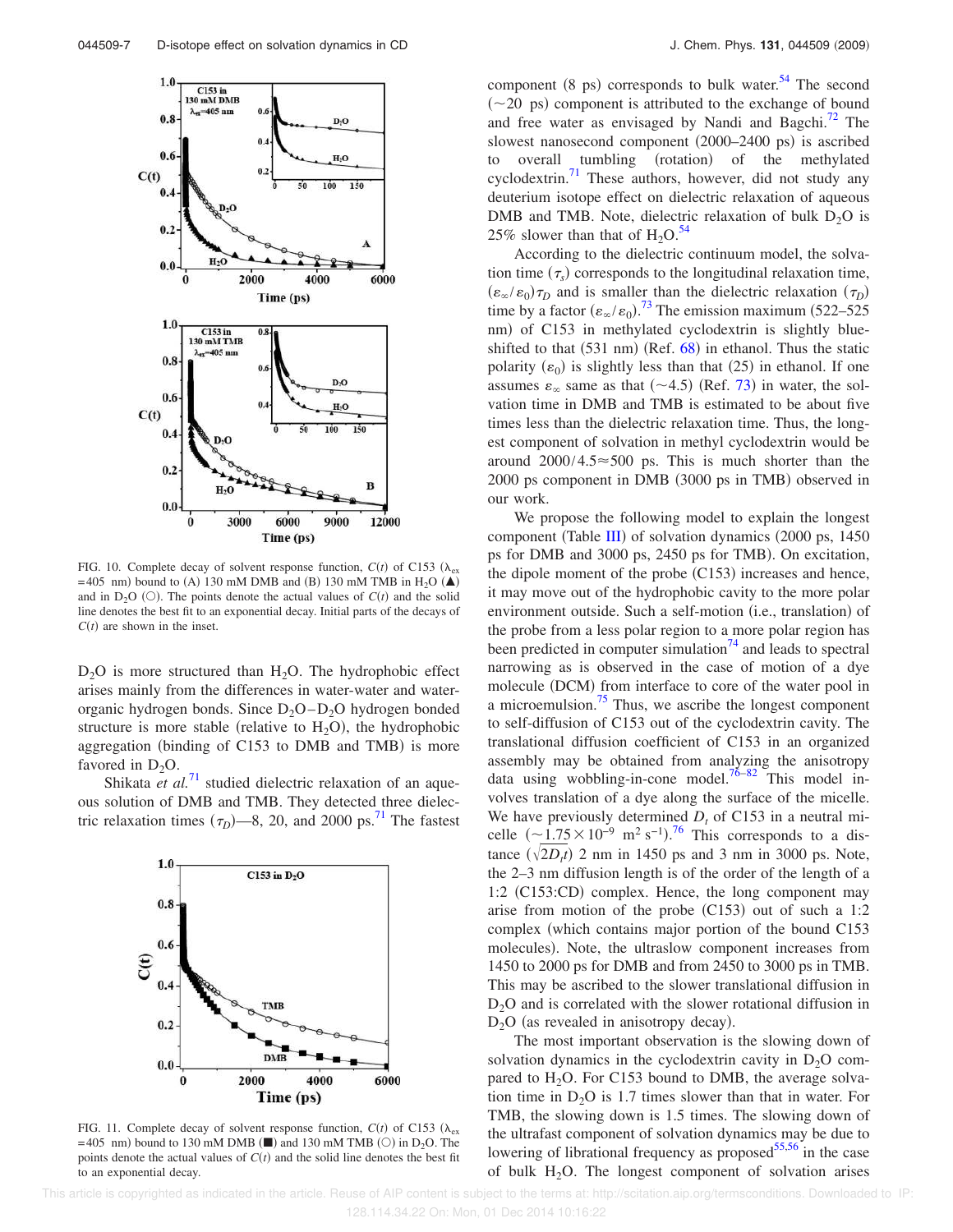FIG. 10. Complete decay of solvent response function, $C(t)$ of C153 ($\lambda_{ex}$ = 405 nm) bound to (A) 130 mM DMB and (B) 130 mM TMB in $H_2O$ (▲) and in $D_2O$ (○). The points denote the actual values of $C(t)$ and the solid line denotes the best fit to an exponential decay. Initial parts of the decays of $C(t)$ are shown in the inset.

$D_2O$ is more structured than $H_2O$. The hydrophobic effect arises mainly from the differences in water-water and water-organic hydrogen bonds. Since $D_2O$–$D_2O$ hydrogen bonded structure is more stable (relative to $H_2O$), the hydrophobic aggregation (binding of C153 to DMB and TMB) is more favored in $D_2O$.

Shikata *et al.*[71] studied dielectric relaxation of an aqueous solution of DMB and TMB. They detected three dielectric relaxation times ($\tau_D$)—8, 20, and 2000 ps.[71] The fastest component (8 ps) corresponds to bulk water.[54] The second (~20 ps) component is attributed to the exchange of bound and free water as envisaged by Nandi and Bagchi.[72] The slowest nanosecond component (2000–2400 ps) is ascribed to overall tumbling (rotation) of the methylated cyclodextrin.[71] These authors, however, did not study any deuterium isotope effect on dielectric relaxation of aqueous DMB and TMB. Note, dielectric relaxation of bulk $D_2O$ is 25% slower than that of $H_2O$.[54]

FIG. 11. Complete decay of solvent response function, $C(t)$ of C153 ($\lambda_{ex}$ = 405 nm) bound to 130 mM DMB (■) and 130 mM TMB (○) in $D_2O$. The points denote the actual values of $C(t)$ and the solid line denotes the best fit to an exponential decay.

According to the dielectric continuum model, the solvation time ($\tau_s$) corresponds to the longitudinal relaxation time, $(\varepsilon_\infty/\varepsilon_0)\tau_D$ and is smaller than the dielectric relaxation ($\tau_D$) time by a factor $(\varepsilon_\infty/\varepsilon_0)$.[73] The emission maximum (522–525 nm) of C153 in methylated cyclodextrin is slightly blue-shifted to that (531 nm) (Ref. 68) in ethanol. Thus the static polarity ($\varepsilon_0$) is slightly less than that (25) in ethanol. If one assumes $\varepsilon_\infty$ same as that (~4.5) (Ref. 73) in water, the solvation time in DMB and TMB is estimated to be about five times less than the dielectric relaxation time. Thus, the longest component of solvation in methyl cyclodextrin would be around $2000/4.5 \approx 500$ ps. This is much shorter than the 2000 ps component in DMB (3000 ps in TMB) observed in our work.

We propose the following model to explain the longest component (Table III) of solvation dynamics (2000 ps, 1450 ps for DMB and 3000 ps, 2450 ps for TMB). On excitation, the dipole moment of the probe (C153) increases and hence, it may move out of the hydrophobic cavity to the more polar environment outside. Such a self-motion (i.e., translation) of the probe from a less polar region to a more polar region has been predicted in computer simulation[74] and leads to spectral narrowing as is observed in the case of motion of a dye molecule (DCM) from interface to core of the water pool in a microemulsion.[75] Thus, we ascribe the longest component to self-diffusion of C153 out of the cyclodextrin cavity. The translational diffusion coefficient of C153 in an organized assembly may be obtained from analyzing the anisotropy data using wobbling-in-cone model.[76–82] This model involves translation of a dye along the surface of the micelle. We have previously determined $D_t$ of C153 in a neutral micelle ($\sim 1.75 \times 10^{-9}$ m$^2$ s$^{-1}$).[76] This corresponds to a distance ($\sqrt{2D_t t}$) 2 nm in 1450 ps and 3 nm in 3000 ps. Note, the 2–3 nm diffusion length is of the order of the length of a 1:2 (C153:CD) complex. Hence, the long component may arise from motion of the probe (C153) out of such a 1:2 complex (which contains major portion of the bound C153 molecules). Note, the ultraslow component increases from 1450 to 2000 ps for DMB and from 2450 to 3000 ps in TMB. This may be ascribed to the slower translational diffusion in $D_2O$ and is correlated with the slower rotational diffusion in $D_2O$ (as revealed in anisotropy decay).

The most important observation is the slowing down of solvation dynamics in the cyclodextrin cavity in $D_2O$ compared to $H_2O$. For C153 bound to DMB, the average solvation time in $D_2O$ is 1.7 times slower than that in water. For TMB, the slowing down is 1.5 times. The slowing down of the ultrafast component of solvation dynamics may be due to lowering of librational frequency as proposed[55,56] in the case of bulk $H_2O$. The longest component of solvation arises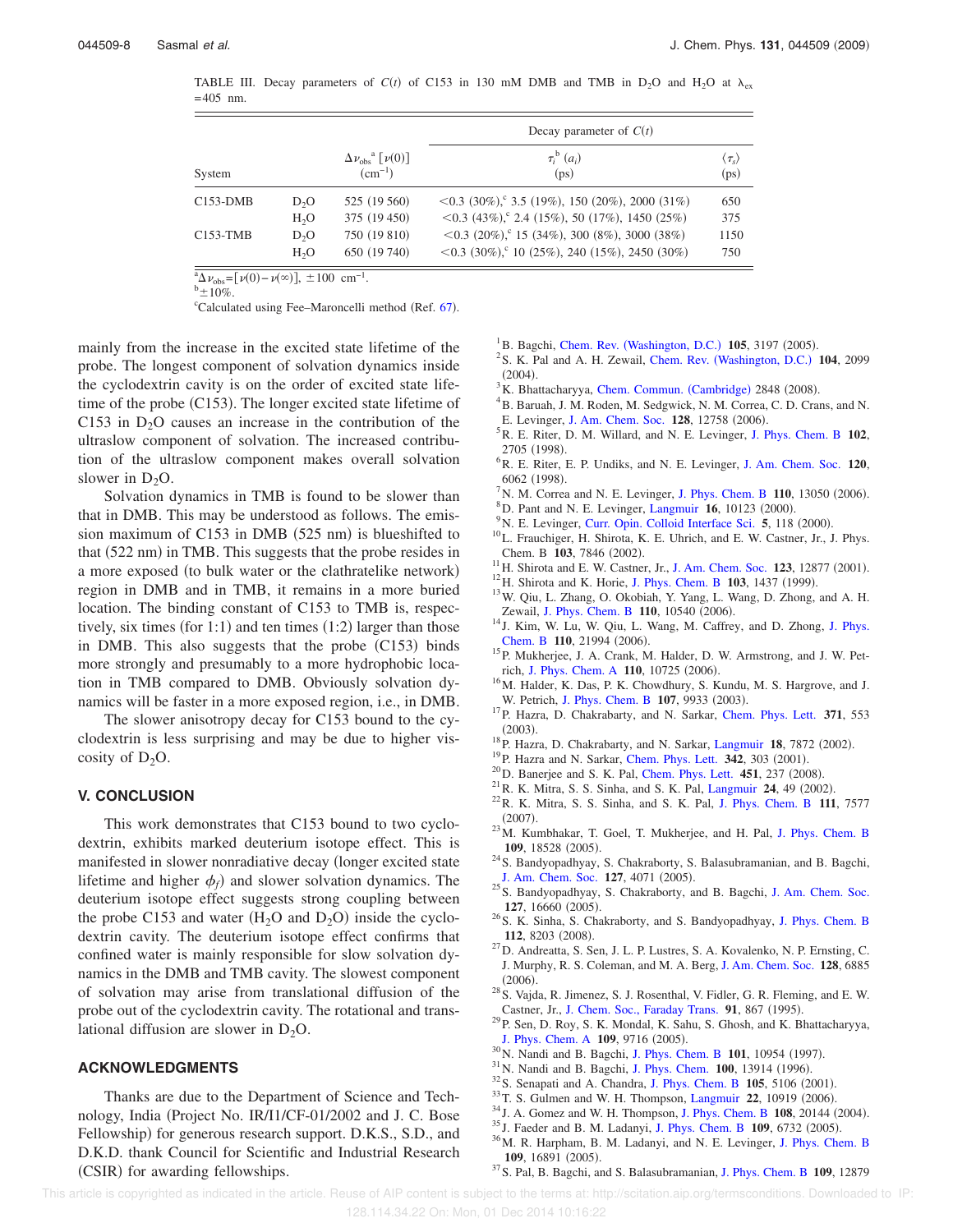TABLE III. Decay parameters of $C(t)$ of C153 in 130 mM DMB and TMB in $D_2O$ and $H_2O$ at $\lambda_{ex}$ =405 nm.

| System | | $\Delta\nu_{obs}$[a] [$\nu(0)$] ($cm^{-1}$) | Decay parameter of $C(t)$ $\tau_i$[b] ($a_i$) (ps) | $\langle\tau_s\rangle$ (ps) |
|---|---|---|---|---|
| C153-DMB | $D_2O$ | 525 (19 560) | <0.3 (30%),[c] 3.5 (19%), 150 (20%), 2000 (31%) | 650 |
| | $H_2O$ | 375 (19 450) | <0.3 (43%),[c] 2.4 (15%), 50 (17%), 1450 (25%) | 375 |
| C153-TMB | $D_2O$ | 750 (19 810) | <0.3 (20%),[c] 15 (34%), 300 (8%), 3000 (38%) | 1150 |
| | $H_2O$ | 650 (19 740) | <0.3 (30%),[c] 10 (25%), 240 (15%), 2450 (30%) | 750 |

[a]$\Delta\nu_{obs}=[\nu(0)-\nu(\infty)]$, $\pm 100\ cm^{-1}$.
[b]$\pm 10\%$.
[c]Calculated using Fee–Maroncelli method (Ref. 67).

mainly from the increase in the excited state lifetime of the probe. The longest component of solvation dynamics inside the cyclodextrin cavity is on the order of excited state lifetime of the probe (C153). The longer excited state lifetime of C153 in $D_2O$ causes an increase in the contribution of the ultraslow component of solvation. The increased contribution of the ultraslow component makes overall solvation slower in $D_2O$.

Solvation dynamics in TMB is found to be slower than that in DMB. This may be understood as follows. The emission maximum of C153 in DMB (525 nm) is blueshifted to that (522 nm) in TMB. This suggests that the probe resides in a more exposed (to bulk water or the clathratelike network) region in DMB and in TMB, it remains in a more buried location. The binding constant of C153 to TMB is, respectively, six times (for 1:1) and ten times (1:2) larger than those in DMB. This also suggests that the probe (C153) binds more strongly and presumably to a more hydrophobic location in TMB compared to DMB. Obviously solvation dynamics will be faster in a more exposed region, i.e., in DMB.

The slower anisotropy decay for C153 bound to the cyclodextrin is less surprising and may be due to higher viscosity of $D_2O$.

## V. CONCLUSION

This work demonstrates that C153 bound to two cyclodextrin, exhibits marked deuterium isotope effect. This is manifested in slower nonradiative decay (longer excited state lifetime and higher $\phi_f$) and slower solvation dynamics. The deuterium isotope effect suggests strong coupling between the probe C153 and water ($H_2O$ and $D_2O$) inside the cyclodextrin cavity. The deuterium isotope effect confirms that confined water is mainly responsible for slow solvation dynamics in the DMB and TMB cavity. The slowest component of solvation may arise from translational diffusion of the probe out of the cyclodextrin cavity. The rotational and translational diffusion are slower in $D_2O$.

## ACKNOWLEDGMENTS

Thanks are due to the Department of Science and Technology, India (Project No. IR/I1/CF-01/2002 and J. C. Bose Fellowship) for generous research support. D.K.S., S.D., and D.K.D. thank Council for Scientific and Industrial Research (CSIR) for awarding fellowships.

[1] B. Bagchi, Chem. Rev. (Washington, D.C.) **105**, 3197 (2005).
[2] S. K. Pal and A. H. Zewail, Chem. Rev. (Washington, D.C.) **104**, 2099 (2004).
[3] K. Bhattacharyya, Chem. Commun. (Cambridge) 2848 (2008).
[4] B. Baruah, J. M. Roden, M. Sedgwick, N. M. Correa, C. D. Crans, and N. E. Levinger, J. Am. Chem. Soc. **128**, 12758 (2006).
[5] R. E. Riter, D. M. Willard, and N. E. Levinger, J. Phys. Chem. B **102**, 2705 (1998).
[6] R. E. Riter, E. P. Undiks, and N. E. Levinger, J. Am. Chem. Soc. **120**, 6062 (1998).
[7] N. M. Correa and N. E. Levinger, J. Phys. Chem. B **110**, 13050 (2006).
[8] D. Pant and N. E. Levinger, Langmuir **16**, 10123 (2000).
[9] N. E. Levinger, Curr. Opin. Colloid Interface Sci. **5**, 118 (2000).
[10] L. Frauchiger, H. Shirota, K. E. Uhrich, and E. W. Castner, Jr., J. Phys. Chem. B **103**, 7846 (2002).
[11] H. Shirota and E. W. Castner, Jr., J. Am. Chem. Soc. **123**, 12877 (2001).
[12] H. Shirota and K. Horie, J. Phys. Chem. B **103**, 1437 (1999).
[13] W. Qiu, L. Zhang, O. Okobiah, Y. Yang, L. Wang, D. Zhong, and A. H. Zewail, J. Phys. Chem. B **110**, 10540 (2006).
[14] J. Kim, W. Lu, W. Qiu, L. Wang, M. Caffrey, and D. Zhong, J. Phys. Chem. B **110**, 21994 (2006).
[15] P. Mukherjee, J. A. Crank, M. Halder, D. W. Armstrong, and J. W. Petrich, J. Phys. Chem. A **110**, 10725 (2006).
[16] M. Halder, K. Das, P. K. Chowdhury, S. Kundu, M. S. Hargrove, and J. W. Petrich, J. Phys. Chem. B **107**, 9933 (2003).
[17] P. Hazra, D. Chakrabarty, and N. Sarkar, Chem. Phys. Lett. **371**, 553 (2003).
[18] P. Hazra, D. Chakrabarty, and N. Sarkar, Langmuir **18**, 7872 (2002).
[19] P. Hazra and N. Sarkar, Chem. Phys. Lett. **342**, 303 (2001).
[20] D. Banerjee and S. K. Pal, Chem. Phys. Lett. **451**, 237 (2008).
[21] R. K. Mitra, S. S. Sinha, and S. K. Pal, Langmuir **24**, 49 (2002).
[22] R. K. Mitra, S. S. Sinha, and S. K. Pal, J. Phys. Chem. B **111**, 7577 (2007).
[23] M. Kumbhakar, T. Goel, T. Mukherjee, and H. Pal, J. Phys. Chem. B **109**, 18528 (2005).
[24] S. Bandyopadhyay, S. Chakraborty, S. Balasubramanian, and B. Bagchi, J. Am. Chem. Soc. **127**, 4071 (2005).
[25] S. Bandyopadhyay, S. Chakraborty, and B. Bagchi, J. Am. Chem. Soc. **127**, 16660 (2005).
[26] S. K. Sinha, S. Chakraborty, and S. Bandyopadhyay, J. Phys. Chem. B **112**, 8203 (2008).
[27] D. Andreatta, S. Sen, J. L. P. Lustres, S. A. Kovalenko, N. P. Ernsting, C. J. Murphy, R. S. Coleman, and M. A. Berg, J. Am. Chem. Soc. **128**, 6885 (2006).
[28] S. Vajda, R. Jimenez, S. J. Rosenthal, V. Fidler, G. R. Fleming, and E. W. Castner, Jr., J. Chem. Soc., Faraday Trans. **91**, 867 (1995).
[29] P. Sen, D. Roy, S. K. Mondal, K. Sahu, S. Ghosh, and K. Bhattacharyya, J. Phys. Chem. A **109**, 9716 (2005).
[30] N. Nandi and B. Bagchi, J. Phys. Chem. B **101**, 10954 (1997).
[31] N. Nandi and B. Bagchi, J. Phys. Chem. **100**, 13914 (1996).
[32] S. Senapati and A. Chandra, J. Phys. Chem. B **105**, 5106 (2001).
[33] T. S. Gulmen and W. H. Thompson, Langmuir **22**, 10919 (2006).
[34] J. A. Gomez and W. H. Thompson, J. Phys. Chem. B **108**, 20144 (2004).
[35] J. Faeder and B. M. Ladanyi, J. Phys. Chem. B **109**, 6732 (2005).
[36] M. R. Harpham, B. M. Ladanyi, and N. E. Levinger, J. Phys. Chem. B **109**, 16891 (2005).
[37] S. Pal, B. Bagchi, and S. Balasubramanian, J. Phys. Chem. B **109**, 12879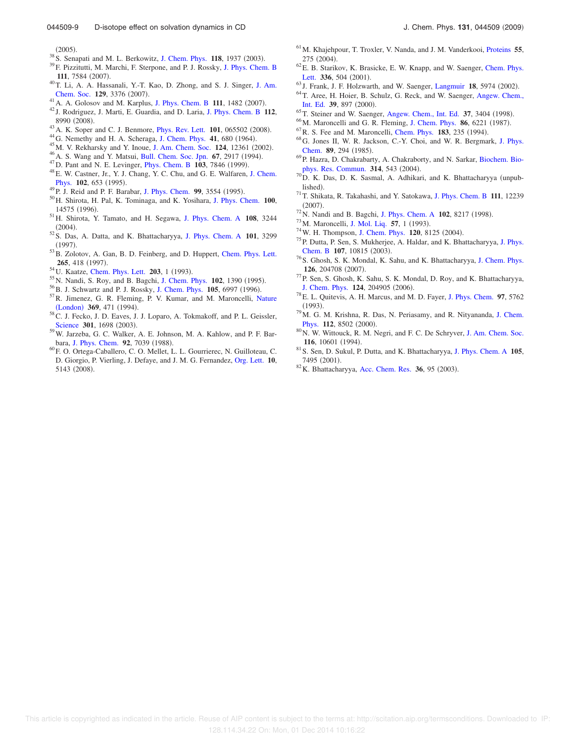(2005).

[38] S. Senapati and M. L. Berkowitz, J. Chem. Phys. **118**, 1937 (2003).

[39] F. Pizzitutti, M. Marchi, F. Sterpone, and P. J. Rossky, J. Phys. Chem. B **111**, 7584 (2007).

[40] T. Li, A. A. Hassanali, Y.-T. Kao, D. Zhong, and S. J. Singer, J. Am. Chem. Soc. **129**, 3376 (2007).

[41] A. A. Golosov and M. Karplus, J. Phys. Chem. B **111**, 1482 (2007).

[42] J. Rodriguez, J. Marti, E. Guardia, and D. Laria, J. Phys. Chem. B **112**, 8990 (2008).

[43] A. K. Soper and C. J. Benmore, Phys. Rev. Lett. **101**, 065502 (2008).

[44] G. Nemethy and H. A. Scheraga, J. Chem. Phys. **41**, 680 (1964).

[45] M. V. Rekharsky and Y. Inoue, J. Am. Chem. Soc. **124**, 12361 (2002).

[46] A. S. Wang and Y. Matsui, Bull. Chem. Soc. Jpn. **67**, 2917 (1994).

[47] D. Pant and N. E. Levinger, Phys. Chem. B **103**, 7846 (1999).

[48] E. W. Castner, Jr., Y. J. Chang, Y. C. Chu, and G. E. Walfaren, J. Chem. Phys. **102**, 653 (1995).

[49] P. J. Reid and P. F. Barabar, J. Phys. Chem. **99**, 3554 (1995).

[50] H. Shirota, H. Pal, K. Tominaga, and K. Yosihara, J. Phys. Chem. **100**, 14575 (1996).

[51] H. Shirota, Y. Tamato, and H. Segawa, J. Phys. Chem. A **108**, 3244 (2004).

[52] S. Das, A. Datta, and K. Bhattacharyya, J. Phys. Chem. A **101**, 3299 (1997).

[53] B. Zolotov, A. Gan, B. D. Feinberg, and D. Huppert, Chem. Phys. Lett. **265**, 418 (1997).

[54] U. Kaatze, Chem. Phys. Lett. **203**, 1 (1993).

[55] N. Nandi, S. Roy, and B. Bagchi, J. Chem. Phys. **102**, 1390 (1995).

[56] B. J. Schwartz and P. J. Rossky, J. Chem. Phys. **105**, 6997 (1996).

[57] R. Jimenez, G. R. Fleming, P. V. Kumar, and M. Maroncelli, Nature (London) **369**, 471 (1994).

[58] C. J. Fecko, J. D. Eaves, J. J. Loparo, A. Tokmakoff, and P. L. Geissler, Science **301**, 1698 (2003).

[59] W. Jarzeba, G. C. Walker, A. E. Johnson, M. A. Kahlow, and P. F. Barbara, J. Phys. Chem. **92**, 7039 (1988).

[60] F. O. Ortega-Caballero, C. O. Mellet, L. L. Gourrierec, N. Guilloteau, C. D. Giorgio, P. Vierling, J. Defaye, and J. M. G. Fernandez, Org. Lett. **10**, 5143 (2008).

[61] M. Khajehpour, T. Troxler, V. Nanda, and J. M. Vanderkooi, Proteins **55**, 275 (2004).

[62] E. B. Starikov, K. Brasicke, E. W. Knapp, and W. Saenger, Chem. Phys. Lett. **336**, 504 (2001).

[63] J. Frank, J. F. Holzwarth, and W. Saenger, Langmuir **18**, 5974 (2002).

[64] T. Aree, H. Hoier, B. Schulz, G. Reck, and W. Saenger, Angew. Chem., Int. Ed. **39**, 897 (2000).

[65] T. Steiner and W. Saenger, Angew. Chem., Int. Ed. **37**, 3404 (1998).

[66] M. Maroncelli and G. R. Fleming, J. Chem. Phys. **86**, 6221 (1987).

[67] R. S. Fee and M. Maroncelli, Chem. Phys. **183**, 235 (1994).

[68] G. Jones II, W. R. Jackson, C.-Y. Choi, and W. R. Bergmark, J. Phys. Chem. **89**, 294 (1985).

[69] P. Hazra, D. Chakrabarty, A. Chakraborty, and N. Sarkar, Biochem. Biophys. Res. Commun. **314**, 543 (2004).

[70] D. K. Das, D. K. Sasmal, A. Adhikari, and K. Bhattacharyya (unpublished).

[71] T. Shikata, R. Takahashi, and Y. Satokawa, J. Phys. Chem. B **111**, 12239 (2007).

[72] N. Nandi and B. Bagchi, J. Phys. Chem. A **102**, 8217 (1998).

[73] M. Maroncelli, J. Mol. Liq. **57**, 1 (1993).

[74] W. H. Thompson, J. Chem. Phys. **120**, 8125 (2004).

[75] P. Dutta, P. Sen, S. Mukherjee, A. Haldar, and K. Bhattacharyya, J. Phys. Chem. B **107**, 10815 (2003).

[76] S. Ghosh, S. K. Mondal, K. Sahu, and K. Bhattacharyya, J. Chem. Phys. **126**, 204708 (2007).

[77] P. Sen, S. Ghosh, K. Sahu, S. K. Mondal, D. Roy, and K. Bhattacharyya, J. Chem. Phys. **124**, 204905 (2006).

[78] E. L. Quitevis, A. H. Marcus, and M. D. Fayer, J. Phys. Chem. **97**, 5762 (1993).

[79] M. G. M. Krishna, R. Das, N. Periasamy, and R. Nityananda, J. Chem. Phys. **112**, 8502 (2000).

[80] N. W. Wittouck, R. M. Negri, and F. C. De Schryver, J. Am. Chem. Soc. **116**, 10601 (1994).

[81] S. Sen, D. Sukul, P. Dutta, and K. Bhattacharyya, J. Phys. Chem. A **105**, 7495 (2001).

[82] K. Bhattacharyya, Acc. Chem. Res. **36**, 95 (2003).